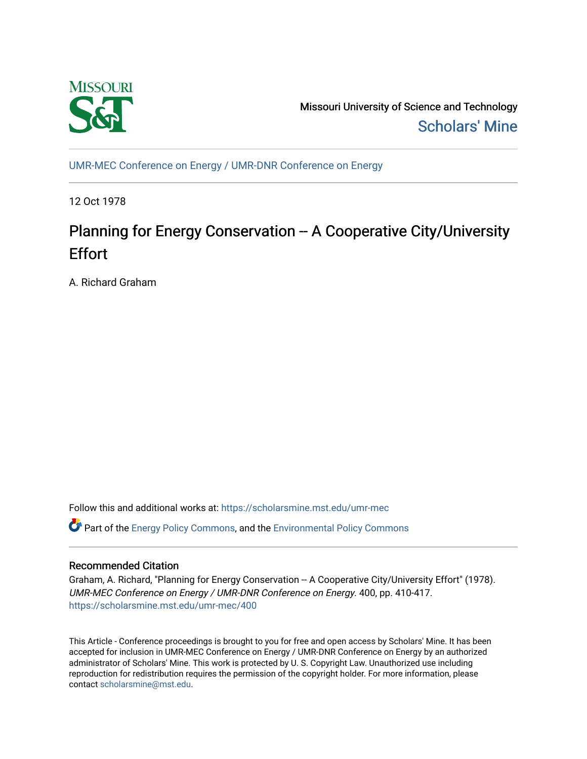Missouri University of Science and Technology

Scholars' Mine

UMR-MEC Conference on Energy / UMR-DNR Conference on Energy

12 Oct 1978

# Planning for Energy Conservation -- A Cooperative City/University Effort

A. Richard Graham

Follow this and additional works at: https://scholarsmine.mst.edu/umr-mec

Part of the Energy Policy Commons, and the Environmental Policy Commons

## Recommended Citation

Graham, A. Richard, "Planning for Energy Conservation -- A Cooperative City/University Effort" (1978). *UMR-MEC Conference on Energy / UMR-DNR Conference on Energy*. 400, pp. 410-417. https://scholarsmine.mst.edu/umr-mec/400

This Article - Conference proceedings is brought to you for free and open access by Scholars' Mine. It has been accepted for inclusion in UMR-MEC Conference on Energy / UMR-DNR Conference on Energy by an authorized administrator of Scholars' Mine. This work is protected by U. S. Copyright Law. Unauthorized use including reproduction for redistribution requires the permission of the copyright holder. For more information, please contact scholarsmine@mst.edu.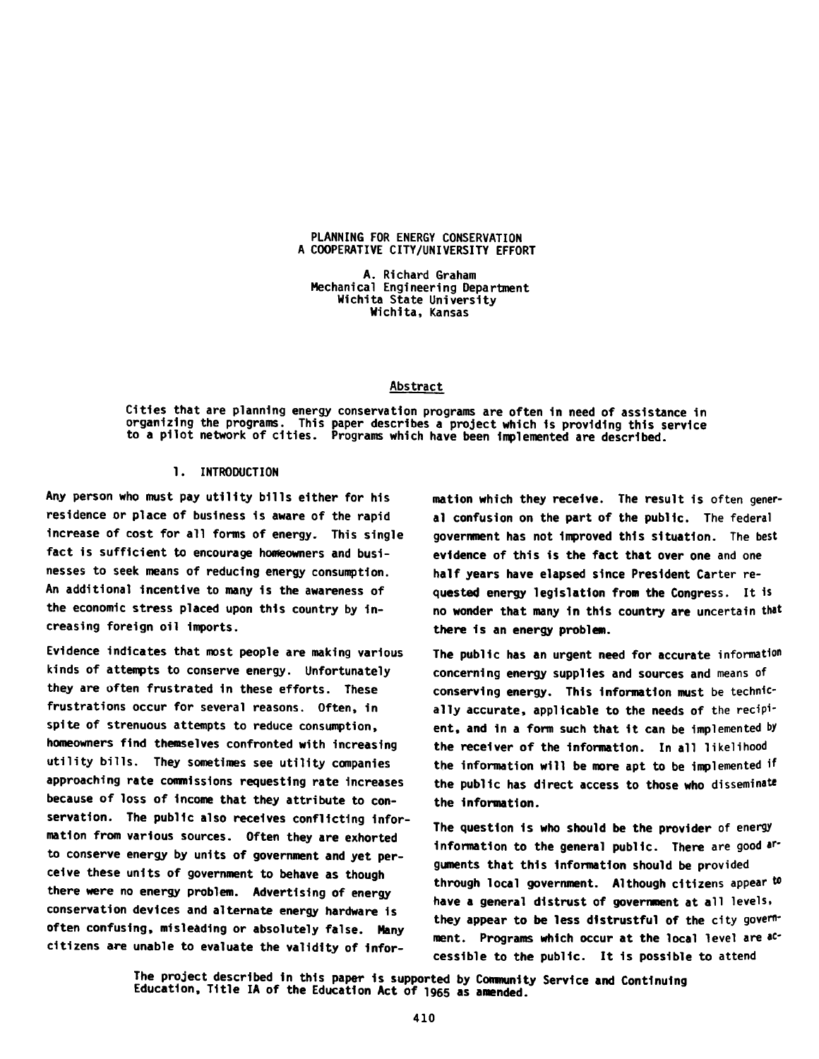# PLANNING FOR ENERGY CONSERVATION
# A COOPERATIVE CITY/UNIVERSITY EFFORT

A. Richard Graham
Mechanical Engineering Department
Wichita State University
Wichita, Kansas

## Abstract

Cities that are planning energy conservation programs are often in need of assistance in organizing the programs. This paper describes a project which is providing this service to a pilot network of cities. Programs which have been implemented are described.

## 1. INTRODUCTION

Any person who must pay utility bills either for his residence or place of business is aware of the rapid increase of cost for all forms of energy. This single fact is sufficient to encourage homeowners and businesses to seek means of reducing energy consumption. An additional incentive to many is the awareness of the economic stress placed upon this country by increasing foreign oil imports.

Evidence indicates that most people are making various kinds of attempts to conserve energy. Unfortunately they are often frustrated in these efforts. These frustrations occur for several reasons. Often, in spite of strenuous attempts to reduce consumption, homeowners find themselves confronted with increasing utility bills. They sometimes see utility companies approaching rate commissions requesting rate increases because of loss of income that they attribute to conservation. The public also receives conflicting information from various sources. Often they are exhorted to conserve energy by units of government and yet perceive these units of government to behave as though there were no energy problem. Advertising of energy conservation devices and alternate energy hardware is often confusing, misleading or absolutely false. Many citizens are unable to evaluate the validity of information which they receive. The result is often general confusion on the part of the public. The federal government has not improved this situation. The best evidence of this is the fact that over one and one half years have elapsed since President Carter requested energy legislation from the Congress. It is no wonder that many in this country are uncertain that there is an energy problem.

The public has an urgent need for accurate information concerning energy supplies and sources and means of conserving energy. This information must be technically accurate, applicable to the needs of the recipient, and in a form such that it can be implemented by the receiver of the information. In all likelihood the information will be more apt to be implemented if the public has direct access to those who disseminate the information.

The question is who should be the provider of energy information to the general public. There are good arguments that this information should be provided through local government. Although citizens appear to have a general distrust of government at all levels, they appear to be less distrustful of the city government. Programs which occur at the local level are accessible to the public. It is possible to attend

The project described in this paper is supported by Community Service and Continuing Education, Title IA of the Education Act of 1965 as amended.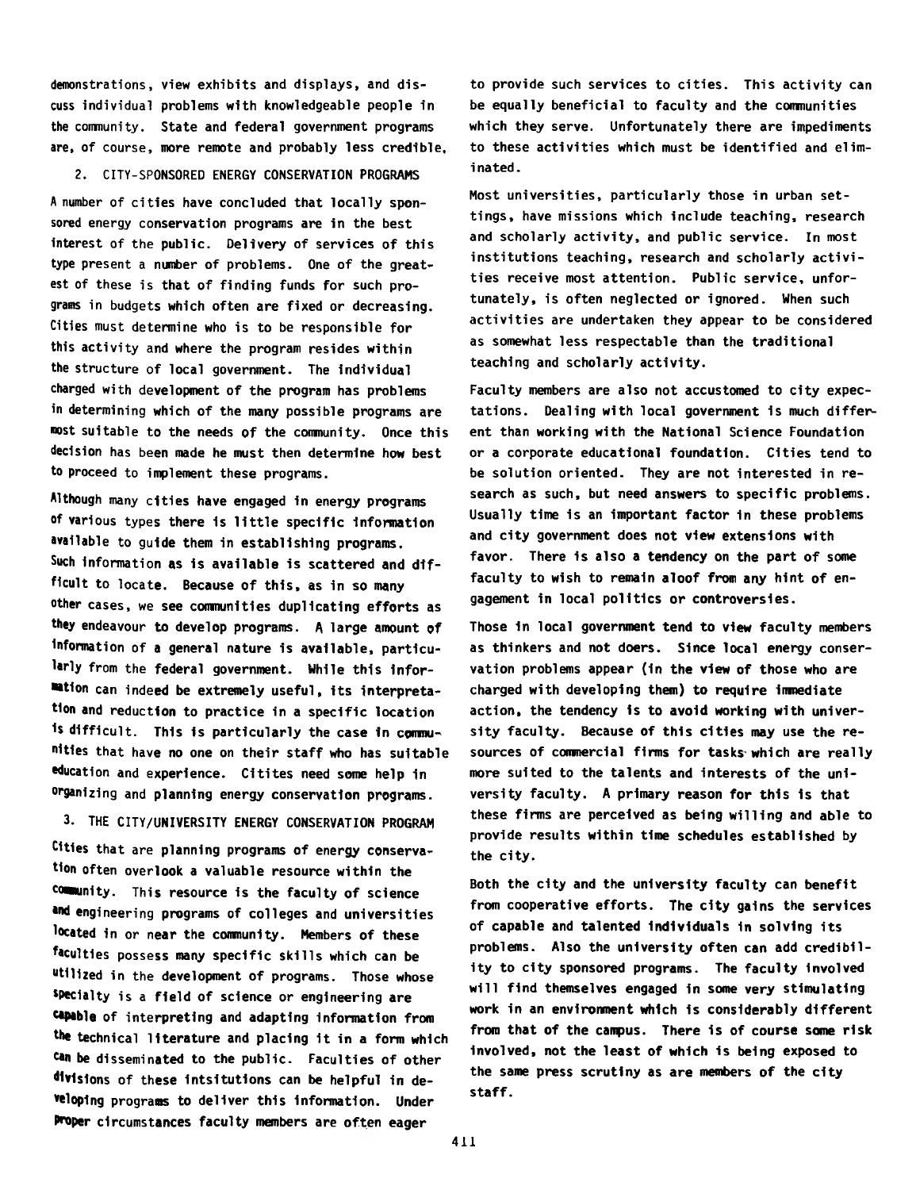demonstrations, view exhibits and displays, and discuss individual problems with knowledgeable people in the community. State and federal government programs are, of course, more remote and probably less credible.

## 2. CITY-SPONSORED ENERGY CONSERVATION PROGRAMS

A number of cities have concluded that locally sponsored energy conservation programs are in the best interest of the public. Delivery of services of this type present a number of problems. One of the greatest of these is that of finding funds for such programs in budgets which often are fixed or decreasing. Cities must determine who is to be responsible for this activity and where the program resides within the structure of local government. The individual charged with development of the program has problems in determining which of the many possible programs are most suitable to the needs of the community. Once this decision has been made he must then determine how best to proceed to implement these programs.

Although many cities have engaged in energy programs of various types there is little specific information available to guide them in establishing programs. Such information as is available is scattered and difficult to locate. Because of this, as in so many other cases, we see communities duplicating efforts as they endeavour to develop programs. A large amount of information of a general nature is available, particularly from the federal government. While this information can indeed be extremely useful, its interpretation and reduction to practice in a specific location is difficult. This is particularly the case in communities that have no one on their staff who has suitable education and experience. Citites need some help in organizing and planning energy conservation programs.

## 3. THE CITY/UNIVERSITY ENERGY CONSERVATION PROGRAM

Cities that are planning programs of energy conservation often overlook a valuable resource within the community. This resource is the faculty of science and engineering programs of colleges and universities located in or near the community. Members of these faculties possess many specific skills which can be utilized in the development of programs. Those whose specialty is a field of science or engineering are capable of interpreting and adapting information from the technical literature and placing it in a form which can be disseminated to the public. Faculties of other divisions of these intsitutions can be helpful in developing programs to deliver this information. Under proper circumstances faculty members are often eager to provide such services to cities. This activity can be equally beneficial to faculty and the communities which they serve. Unfortunately there are impediments to these activities which must be identified and eliminated.

Most universities, particularly those in urban settings, have missions which include teaching, research and scholarly activity, and public service. In most institutions teaching, research and scholarly activities receive most attention. Public service, unfortunately, is often neglected or ignored. When such activities are undertaken they appear to be considered as somewhat less respectable than the traditional teaching and scholarly activity.

Faculty members are also not accustomed to city expectations. Dealing with local government is much different than working with the National Science Foundation or a corporate educational foundation. Cities tend to be solution oriented. They are not interested in research as such, but need answers to specific problems. Usually time is an important factor in these problems and city government does not view extensions with favor. There is also a tendency on the part of some faculty to wish to remain aloof from any hint of engagement in local politics or controversies.

Those in local government tend to view faculty members as thinkers and not doers. Since local energy conservation problems appear (in the view of those who are charged with developing them) to require immediate action, the tendency is to avoid working with university faculty. Because of this cities may use the resources of commercial firms for tasks which are really more suited to the talents and interests of the university faculty. A primary reason for this is that these firms are perceived as being willing and able to provide results within time schedules established by the city.

Both the city and the university faculty can benefit from cooperative efforts. The city gains the services of capable and talented individuals in solving its problems. Also the university often can add credibility to city sponsored programs. The faculty involved will find themselves engaged in some very stimulating work in an environment which is considerably different from that of the campus. There is of course some risk involved, not the least of which is being exposed to the same press scrutiny as are members of the city staff.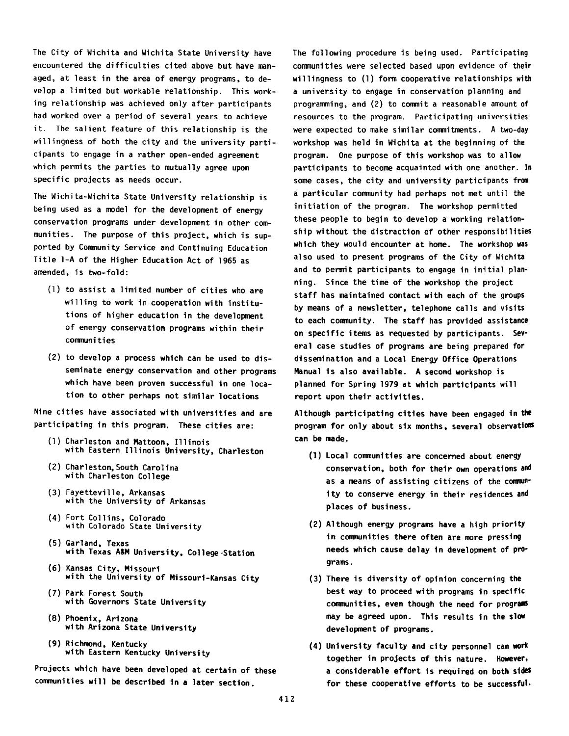The City of Wichita and Wichita State University have encountered the difficulties cited above but have managed, at least in the area of energy programs, to develop a limited but workable relationship. This working relationship was achieved only after participants had worked over a period of several years to achieve it. The salient feature of this relationship is the willingness of both the city and the university participants to engage in a rather open-ended agreement which permits the parties to mutually agree upon specific projects as needs occur.

The Wichita-Wichita State University relationship is being used as a model for the development of energy conservation programs under development in other communities. The purpose of this project, which is supported by Community Service and Continuing Education Title 1-A of the Higher Education Act of 1965 as amended, is two-fold:

(1) to assist a limited number of cities who are willing to work in cooperation with institutions of higher education in the development of energy conservation programs within their communities

(2) to develop a process which can be used to disseminate energy conservation and other programs which have been proven successful in one location to other perhaps not similar locations

Nine cities have associated with universities and are participating in this program. These cities are:

(1) Charleston and Mattoon, Illinois
with Eastern Illinois University, Charleston

(2) Charleston, South Carolina
with Charleston College

(3) Fayetteville, Arkansas
with the University of Arkansas

(4) Fort Collins, Colorado
with Colorado State University

(5) Garland, Texas
with Texas A&M University, College-Station

(6) Kansas City, Missouri
with the University of Missouri-Kansas City

(7) Park Forest South
with Governors State University

(8) Phoenix, Arizona
with Arizona State University

(9) Richmond, Kentucky
with Eastern Kentucky University

Projects which have been developed at certain of these communities will be described in a later section.

The following procedure is being used. Participating communities were selected based upon evidence of their willingness to (1) form cooperative relationships with a university to engage in conservation planning and programming, and (2) to commit a reasonable amount of resources to the program. Participating universities were expected to make similar commitments. A two-day workshop was held in Wichita at the beginning of the program. One purpose of this workshop was to allow participants to become acquainted with one another. In some cases, the city and university participants from a particular community had perhaps not met until the initiation of the program. The workshop permitted these people to begin to develop a working relationship without the distraction of other responsibilities which they would encounter at home. The workshop was also used to present programs of the City of Wichita and to permit participants to engage in initial planning. Since the time of the workshop the project staff has maintained contact with each of the groups by means of a newsletter, telephone calls and visits to each community. The staff has provided assistance on specific items as requested by participants. Several case studies of programs are being prepared for dissemination and a Local Energy Office Operations Manual is also available. A second workshop is planned for Spring 1979 at which participants will report upon their activities.

Although participating cities have been engaged in the program for only about six months, several observations can be made.

(1) Local communities are concerned about energy conservation, both for their own operations and as a means of assisting citizens of the community to conserve energy in their residences and places of business.

(2) Although energy programs have a high priority in communities there often are more pressing needs which cause delay in development of programs.

(3) There is diversity of opinion concerning the best way to proceed with programs in specific communities, even though the need for programs may be agreed upon. This results in the slow development of programs.

(4) University faculty and city personnel can work together in projects of this nature. However, a considerable effort is required on both sides for these cooperative efforts to be successful.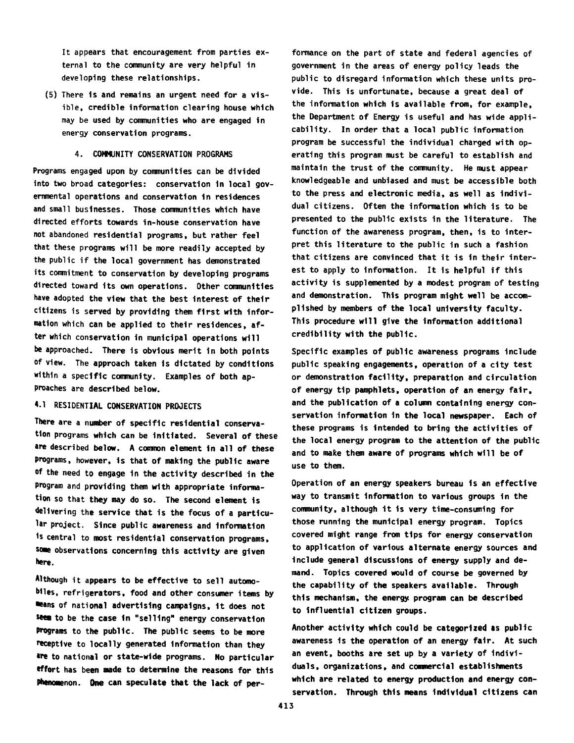It appears that encouragement from parties external to the community are very helpful in developing these relationships.

(5) There is and remains an urgent need for a visible, credible information clearing house which may be used by communities who are engaged in energy conservation programs.

## 4. COMMUNITY CONSERVATION PROGRAMS

Programs engaged upon by communities can be divided into two broad categories: conservation in local governmental operations and conservation in residences and small businesses. Those communities which have directed efforts towards in-house conservation have not abandoned residential programs, but rather feel that these programs will be more readily accepted by the public if the local government has demonstrated its commitment to conservation by developing programs directed toward its own operations. Other communities have adopted the view that the best interest of their citizens is served by providing them first with information which can be applied to their residences, after which conservation in municipal operations will be approached. There is obvious merit in both points of view. The approach taken is dictated by conditions within a specific community. Examples of both approaches are described below.

### 4.1 RESIDENTIAL CONSERVATION PROJECTS

There are a number of specific residential conservation programs which can be initiated. Several of these are described below. A common element in all of these programs, however, is that of making the public aware of the need to engage in the activity described in the program and providing them with appropriate information so that they may do so. The second element is delivering the service that is the focus of a particular project. Since public awareness and information is central to most residential conservation programs, some observations concerning this activity are given here.

Although it appears to be effective to sell automobiles, refrigerators, food and other consumer items by means of national advertising campaigns, it does not seem to be the case in "selling" energy conservation programs to the public. The public seems to be more receptive to locally generated information than they are to national or state-wide programs. No particular effort has been made to determine the reasons for this phenomenon. One can speculate that the lack of performance on the part of state and federal agencies of government in the areas of energy policy leads the public to disregard information which these units provide. This is unfortunate, because a great deal of the information which is available from, for example, the Department of Energy is useful and has wide applicability. In order that a local public information program be successful the individual charged with operating this program must be careful to establish and maintain the trust of the community. He must appear knowledgeable and unbiased and must be accessible both to the press and electronic media, as well as individual citizens. Often the information which is to be presented to the public exists in the literature. The function of the awareness program, then, is to interpret this literature to the public in such a fashion that citizens are convinced that it is in their interest to apply to information. It is helpful if this activity is supplemented by a modest program of testing and demonstration. This program might well be accomplished by members of the local university faculty. This procedure will give the information additional credibility with the public.

Specific examples of public awareness programs include public speaking engagements, operation of a city test or demonstration facility, preparation and circulation of energy tip pamphlets, operation of an energy fair, and the publication of a column containing energy conservation information in the local newspaper. Each of these programs is intended to bring the activities of the local energy program to the attention of the public and to make them aware of programs which will be of use to them.

Operation of an energy speakers bureau is an effective way to transmit information to various groups in the community, although it is very time-consuming for those running the municipal energy program. Topics covered might range from tips for energy conservation to application of various alternate energy sources and include general discussions of energy supply and demand. Topics covered would of course be governed by the capability of the speakers available. Through this mechanism, the energy program can be described to influential citizen groups.

Another activity which could be categorized as public awareness is the operation of an energy fair. At such an event, booths are set up by a variety of individuals, organizations, and commercial establishments which are related to energy production and energy conservation. Through this means individual citizens can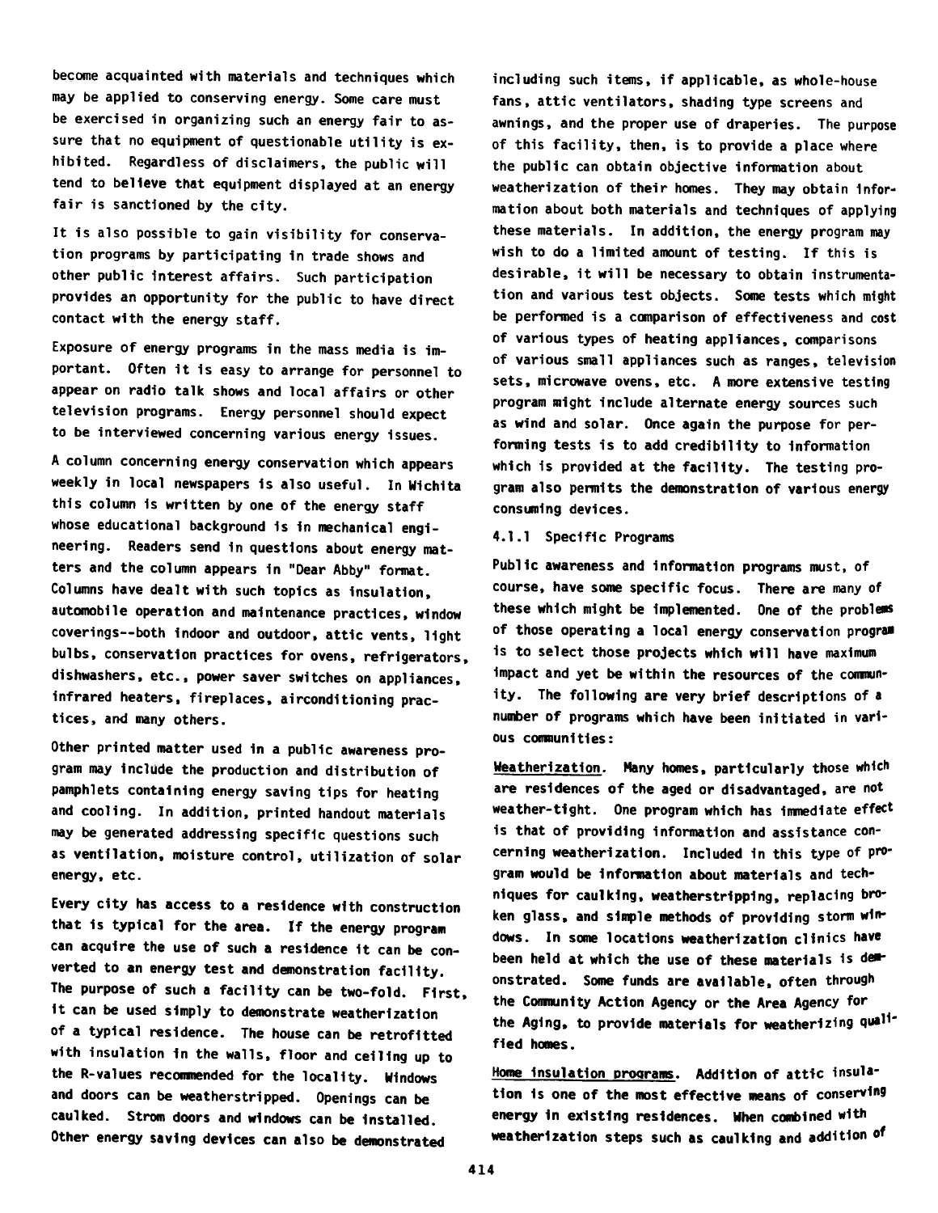become acquainted with materials and techniques which may be applied to conserving energy. Some care must be exercised in organizing such an energy fair to assure that no equipment of questionable utility is exhibited. Regardless of disclaimers, the public will tend to believe that equipment displayed at an energy fair is sanctioned by the city.

It is also possible to gain visibility for conservation programs by participating in trade shows and other public interest affairs. Such participation provides an opportunity for the public to have direct contact with the energy staff.

Exposure of energy programs in the mass media is important. Often it is easy to arrange for personnel to appear on radio talk shows and local affairs or other television programs. Energy personnel should expect to be interviewed concerning various energy issues.

A column concerning energy conservation which appears weekly in local newspapers is also useful. In Wichita this column is written by one of the energy staff whose educational background is in mechanical engineering. Readers send in questions about energy matters and the column appears in "Dear Abby" format. Columns have dealt with such topics as insulation, automobile operation and maintenance practices, window coverings--both indoor and outdoor, attic vents, light bulbs, conservation practices for ovens, refrigerators, dishwashers, etc., power saver switches on appliances, infrared heaters, fireplaces, airconditioning practices, and many others.

Other printed matter used in a public awareness program may include the production and distribution of pamphlets containing energy saving tips for heating and cooling. In addition, printed handout materials may be generated addressing specific questions such as ventilation, moisture control, utilization of solar energy, etc.

Every city has access to a residence with construction that is typical for the area. If the energy program can acquire the use of such a residence it can be converted to an energy test and demonstration facility. The purpose of such a facility can be two-fold. First, it can be used simply to demonstrate weatherization of a typical residence. The house can be retrofitted with insulation in the walls, floor and ceiling up to the R-values recommended for the locality. Windows and doors can be weatherstripped. Openings can be caulked. Strom doors and windows can be installed. Other energy saving devices can also be demonstrated including such items, if applicable, as whole-house fans, attic ventilators, shading type screens and awnings, and the proper use of draperies. The purpose of this facility, then, is to provide a place where the public can obtain objective information about weatherization of their homes. They may obtain information about both materials and techniques of applying these materials. In addition, the energy program may wish to do a limited amount of testing. If this is desirable, it will be necessary to obtain instrumentation and various test objects. Some tests which might be performed is a comparison of effectiveness and cost of various types of heating appliances, comparisons of various small appliances such as ranges, television sets, microwave ovens, etc. A more extensive testing program might include alternate energy sources such as wind and solar. Once again the purpose for performing tests is to add credibility to information which is provided at the facility. The testing program also permits the demonstration of various energy consuming devices.

#### 4.1.1 Specific Programs

Public awareness and information programs must, of course, have some specific focus. There are many of these which might be implemented. One of the problems of those operating a local energy conservation program is to select those projects which will have maximum impact and yet be within the resources of the community. The following are very brief descriptions of a number of programs which have been initiated in various communities:

Weatherization. Many homes, particularly those which are residences of the aged or disadvantaged, are not weather-tight. One program which has immediate effect is that of providing information and assistance concerning weatherization. Included in this type of program would be information about materials and techniques for caulking, weatherstripping, replacing broken glass, and simple methods of providing storm windows. In some locations weatherization clinics have been held at which the use of these materials is demonstrated. Some funds are available, often through the Community Action Agency or the Area Agency for the Aging, to provide materials for weatherizing qualified homes.

Home insulation programs. Addition of attic insulation is one of the most effective means of conserving energy in existing residences. When combined with weatherization steps such as caulking and addition of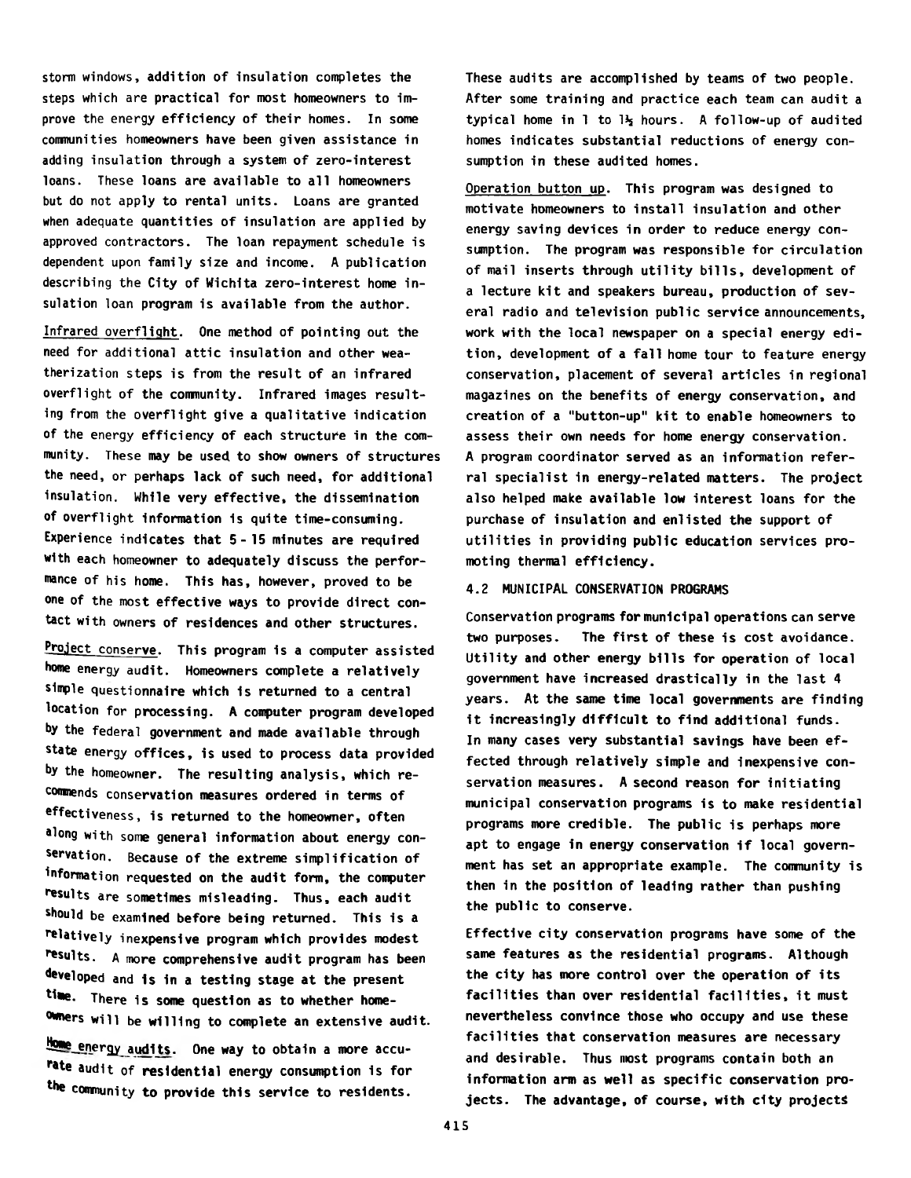storm windows, addition of insulation completes the steps which are practical for most homeowners to improve the energy efficiency of their homes. In some communities homeowners have been given assistance in adding insulation through a system of zero-interest loans. These loans are available to all homeowners but do not apply to rental units. Loans are granted when adequate quantities of insulation are applied by approved contractors. The loan repayment schedule is dependent upon family size and income. A publication describing the City of Wichita zero-interest home insulation loan program is available from the author.

Infrared overflight. One method of pointing out the need for additional attic insulation and other weatherization steps is from the result of an infrared overflight of the community. Infrared images resulting from the overflight give a qualitative indication of the energy efficiency of each structure in the community. These may be used to show owners of structures the need, or perhaps lack of such need, for additional insulation. While very effective, the dissemination of overflight information is quite time-consuming. Experience indicates that 5 - 15 minutes are required with each homeowner to adequately discuss the performance of his home. This has, however, proved to be one of the most effective ways to provide direct contact with owners of residences and other structures.

Project conserve. This program is a computer assisted home energy audit. Homeowners complete a relatively simple questionnaire which is returned to a central location for processing. A computer program developed by the federal government and made available through state energy offices, is used to process data provided by the homeowner. The resulting analysis, which recommends conservation measures ordered in terms of effectiveness, is returned to the homeowner, often along with some general information about energy conservation. Because of the extreme simplification of information requested on the audit form, the computer results are sometimes misleading. Thus, each audit should be examined before being returned. This is a relatively inexpensive program which provides modest results. A more comprehensive audit program has been developed and is in a testing stage at the present time. There is some question as to whether homeowners will be willing to complete an extensive audit.

Home energy audits. One way to obtain a more accurate audit of residential energy consumption is for the community to provide this service to residents. These audits are accomplished by teams of two people. After some training and practice each team can audit a typical home in 1 to 1½ hours. A follow-up of audited homes indicates substantial reductions of energy consumption in these audited homes.

Operation button up. This program was designed to motivate homeowners to install insulation and other energy saving devices in order to reduce energy consumption. The program was responsible for circulation of mail inserts through utility bills, development of a lecture kit and speakers bureau, production of several radio and television public service announcements, work with the local newspaper on a special energy edition, development of a fall home tour to feature energy conservation, placement of several articles in regional magazines on the benefits of energy conservation, and creation of a "button-up" kit to enable homeowners to assess their own needs for home energy conservation. A program coordinator served as an information referral specialist in energy-related matters. The project also helped make available low interest loans for the purchase of insulation and enlisted the support of utilities in providing public education services promoting thermal efficiency.

## 4.2 MUNICIPAL CONSERVATION PROGRAMS

Conservation programs for municipal operations can serve two purposes. The first of these is cost avoidance. Utility and other energy bills for operation of local government have increased drastically in the last 4 years. At the same time local governments are finding it increasingly difficult to find additional funds. In many cases very substantial savings have been effected through relatively simple and inexpensive conservation measures. A second reason for initiating municipal conservation programs is to make residential programs more credible. The public is perhaps more apt to engage in energy conservation if local government has set an appropriate example. The community is then in the position of leading rather than pushing the public to conserve.

Effective city conservation programs have some of the same features as the residential programs. Although the city has more control over the operation of its facilities than over residential facilities, it must nevertheless convince those who occupy and use these facilities that conservation measures are necessary and desirable. Thus most programs contain both an information arm as well as specific conservation projects. The advantage, of course, with city projects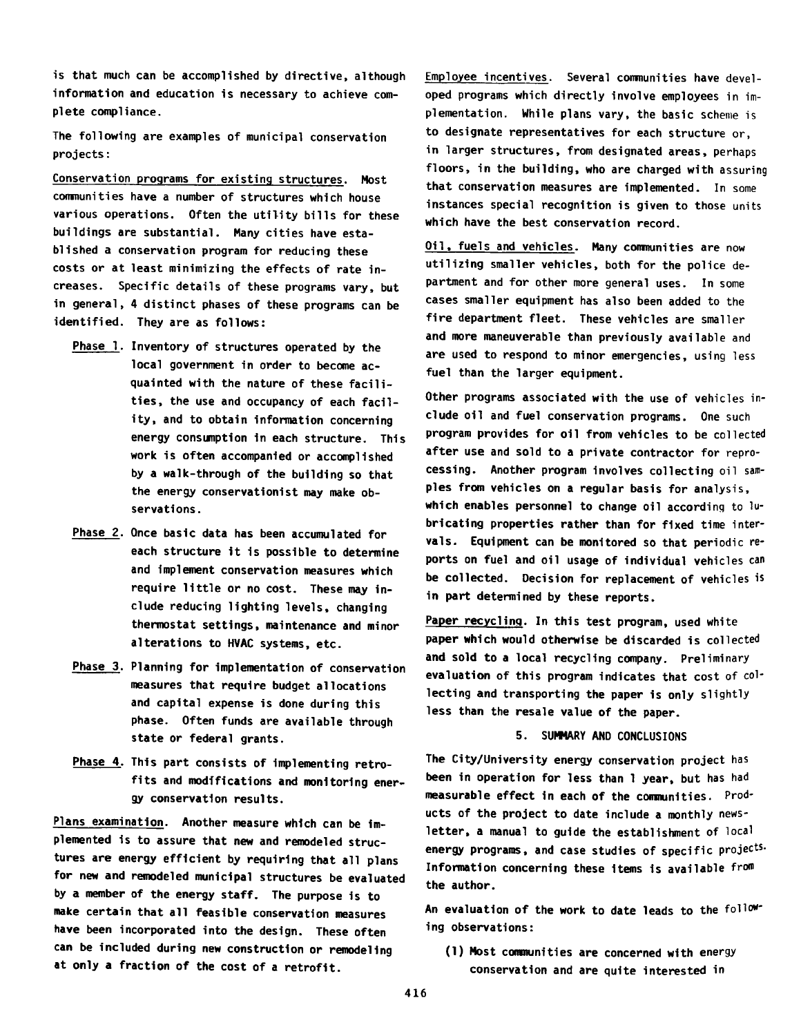is that much can be accomplished by directive, although information and education is necessary to achieve complete compliance.

The following are examples of municipal conservation projects:

Conservation programs for existing structures. Most communities have a number of structures which house various operations. Often the utility bills for these buildings are substantial. Many cities have established a conservation program for reducing these costs or at least minimizing the effects of rate increases. Specific details of these programs vary, but in general, 4 distinct phases of these programs can be identified. They are as follows:

- Phase 1. Inventory of structures operated by the local government in order to become acquainted with the nature of these facilities, the use and occupancy of each facility, and to obtain information concerning energy consumption in each structure. This work is often accompanied or accomplished by a walk-through of the building so that the energy conservationist may make observations.
- Phase 2. Once basic data has been accumulated for each structure it is possible to determine and implement conservation measures which require little or no cost. These may include reducing lighting levels, changing thermostat settings, maintenance and minor alterations to HVAC systems, etc.
- Phase 3. Planning for implementation of conservation measures that require budget allocations and capital expense is done during this phase. Often funds are available through state or federal grants.
- Phase 4. This part consists of implementing retrofits and modifications and monitoring energy conservation results.

Plans examination. Another measure which can be implemented is to assure that new and remodeled structures are energy efficient by requiring that all plans for new and remodeled municipal structures be evaluated by a member of the energy staff. The purpose is to make certain that all feasible conservation measures have been incorporated into the design. These often can be included during new construction or remodeling at only a fraction of the cost of a retrofit.

Employee incentives. Several communities have developed programs which directly involve employees in implementation. While plans vary, the basic scheme is to designate representatives for each structure or, in larger structures, from designated areas, perhaps floors, in the building, who are charged with assuring that conservation measures are implemented. In some instances special recognition is given to those units which have the best conservation record.

Oil, fuels and vehicles. Many communities are now utilizing smaller vehicles, both for the police department and for other more general uses. In some cases smaller equipment has also been added to the fire department fleet. These vehicles are smaller and more maneuverable than previously available and are used to respond to minor emergencies, using less fuel than the larger equipment.

Other programs associated with the use of vehicles include oil and fuel conservation programs. One such program provides for oil from vehicles to be collected after use and sold to a private contractor for reprocessing. Another program involves collecting oil samples from vehicles on a regular basis for analysis, which enables personnel to change oil according to lubricating properties rather than for fixed time intervals. Equipment can be monitored so that periodic reports on fuel and oil usage of individual vehicles can be collected. Decision for replacement of vehicles is in part determined by these reports.

Paper recycling. In this test program, used white paper which would otherwise be discarded is collected and sold to a local recycling company. Preliminary evaluation of this program indicates that cost of collecting and transporting the paper is only slightly less than the resale value of the paper.

## 5. SUMMARY AND CONCLUSIONS

The City/University energy conservation project has been in operation for less than 1 year, but has had measurable effect in each of the communities. Products of the project to date include a monthly newsletter, a manual to guide the establishment of local energy programs, and case studies of specific projects. Information concerning these items is available from the author.

An evaluation of the work to date leads to the following observations:

(1) Most communities are concerned with energy conservation and are quite interested in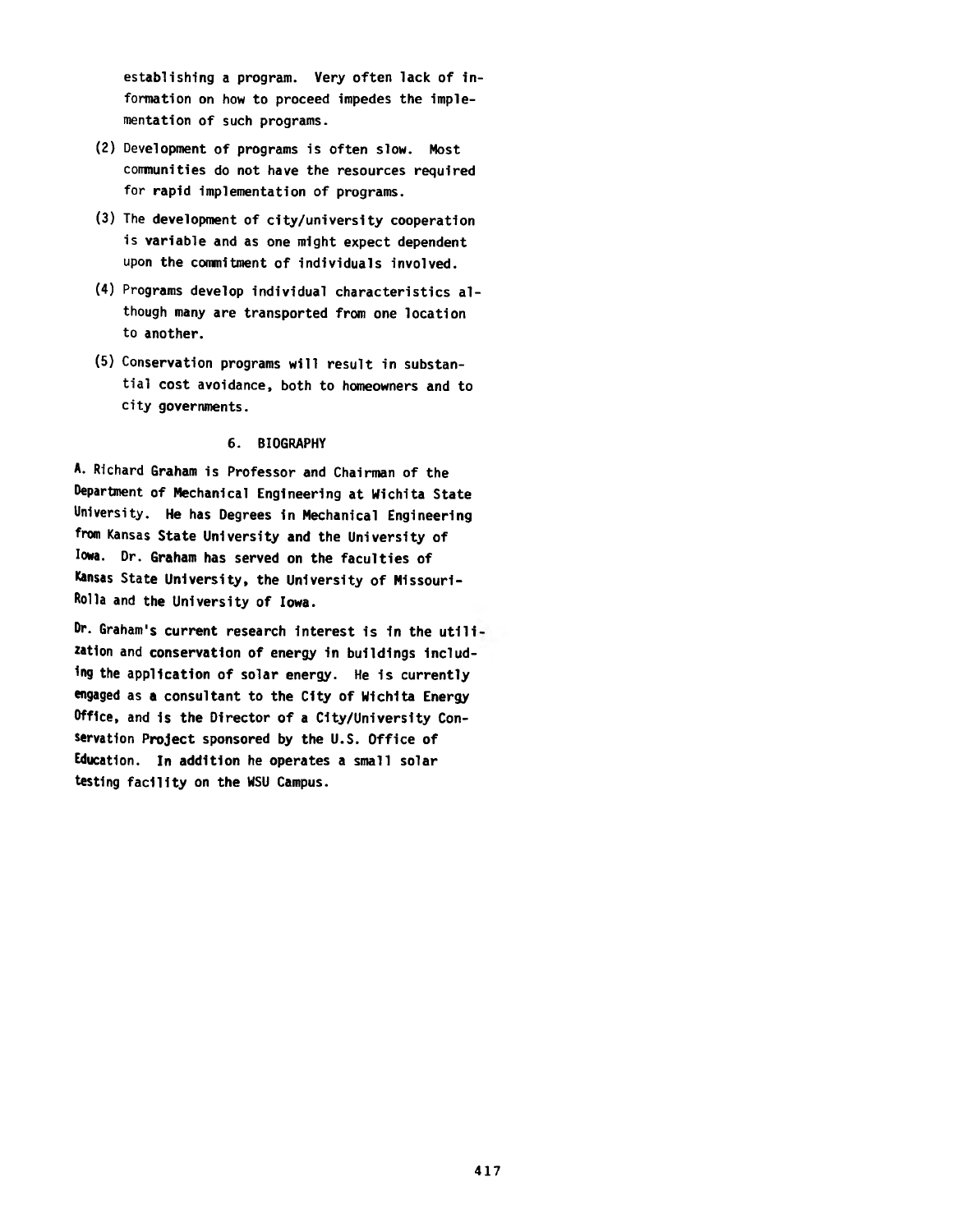establishing a program. Very often lack of information on how to proceed impedes the implementation of such programs.

(2) Development of programs is often slow. Most communities do not have the resources required for rapid implementation of programs.

(3) The development of city/university cooperation is variable and as one might expect dependent upon the commitment of individuals involved.

(4) Programs develop individual characteristics although many are transported from one location to another.

(5) Conservation programs will result in substantial cost avoidance, both to homeowners and to city governments.

## 6. BIOGRAPHY

A. Richard Graham is Professor and Chairman of the Department of Mechanical Engineering at Wichita State University. He has Degrees in Mechanical Engineering from Kansas State University and the University of Iowa. Dr. Graham has served on the faculties of Kansas State University, the University of Missouri-Rolla and the University of Iowa.

Dr. Graham's current research interest is in the utilization and conservation of energy in buildings including the application of solar energy. He is currently engaged as a consultant to the City of Wichita Energy Office, and is the Director of a City/University Conservation Project sponsored by the U.S. Office of Education. In addition he operates a small solar testing facility on the WSU Campus.